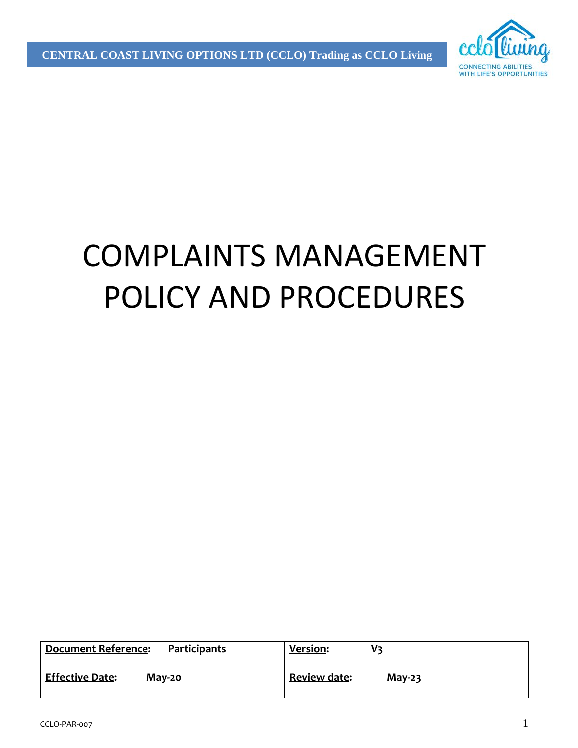**CENTRAL COAST LIVING OPTIONS LTD (CCLO) Trading as CCLO Living**

# COMPLAINTS MANAGEMENT POLICY AND PROCEDURES

| Document Reference: Participants | Version: V3 |
|---|---|
| Effective Date: May-20 | Review date: May-23 |

CCLO-PAR-007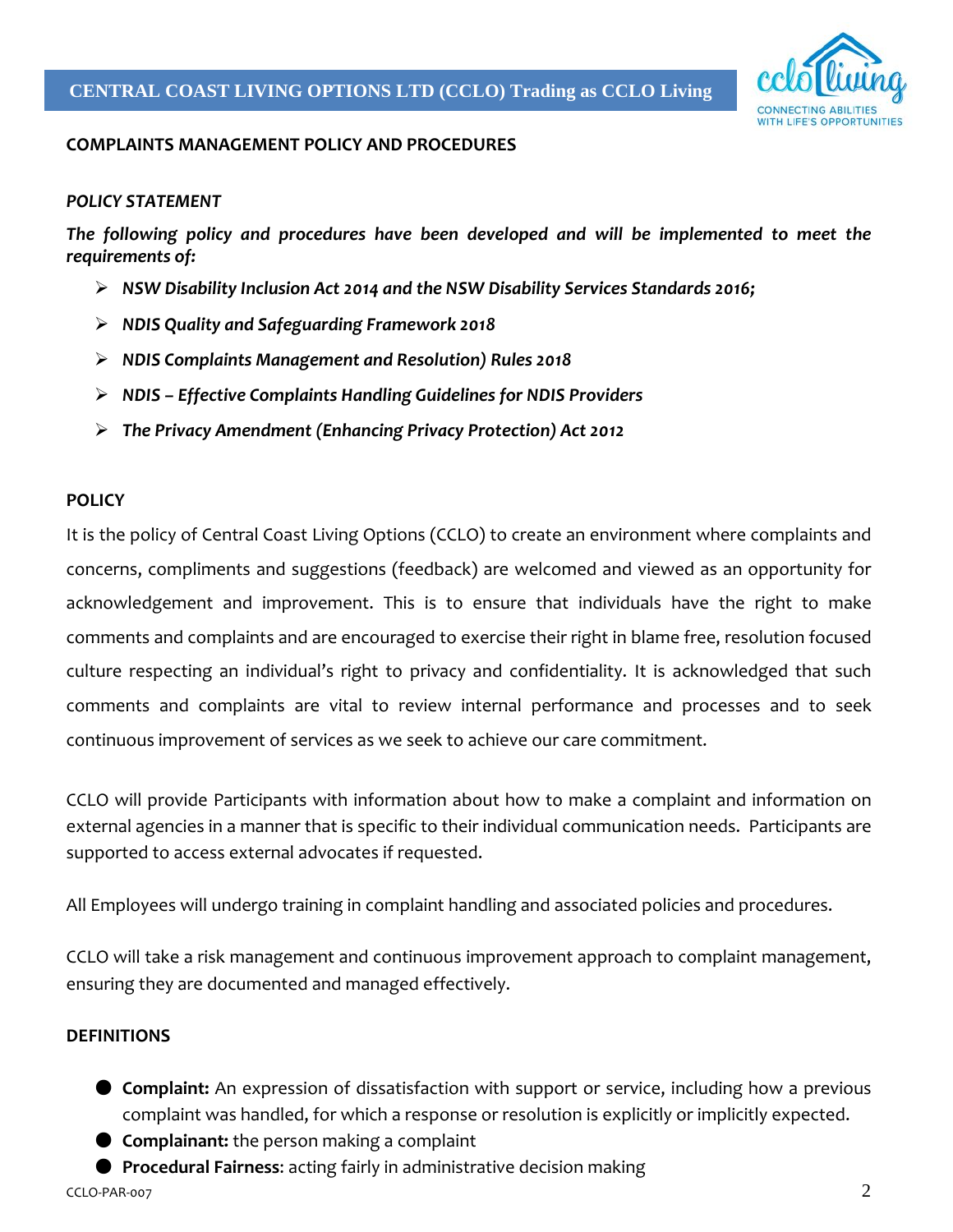## COMPLAINTS MANAGEMENT POLICY AND PROCEDURES

### *POLICY STATEMENT*

***The following policy and procedures have been developed and will be implemented to meet the requirements of:***

- ***NSW Disability Inclusion Act 2014 and the NSW Disability Services Standards 2016;***
- ***NDIS Quality and Safeguarding Framework 2018***
- ***NDIS Complaints Management and Resolution) Rules 2018***
- ***NDIS – Effective Complaints Handling Guidelines for NDIS Providers***
- ***The Privacy Amendment (Enhancing Privacy Protection) Act 2012***

### POLICY

It is the policy of Central Coast Living Options (CCLO) to create an environment where complaints and concerns, compliments and suggestions (feedback) are welcomed and viewed as an opportunity for acknowledgement and improvement. This is to ensure that individuals have the right to make comments and complaints and are encouraged to exercise their right in blame free, resolution focused culture respecting an individual's right to privacy and confidentiality. It is acknowledged that such comments and complaints are vital to review internal performance and processes and to seek continuous improvement of services as we seek to achieve our care commitment.

CCLO will provide Participants with information about how to make a complaint and information on external agencies in a manner that is specific to their individual communication needs. Participants are supported to access external advocates if requested.

All Employees will undergo training in complaint handling and associated policies and procedures.

CCLO will take a risk management and continuous improvement approach to complaint management, ensuring they are documented and managed effectively.

### DEFINITIONS

- **Complaint:** An expression of dissatisfaction with support or service, including how a previous complaint was handled, for which a response or resolution is explicitly or implicitly expected.
- **Complainant:** the person making a complaint
- **Procedural Fairness**: acting fairly in administrative decision making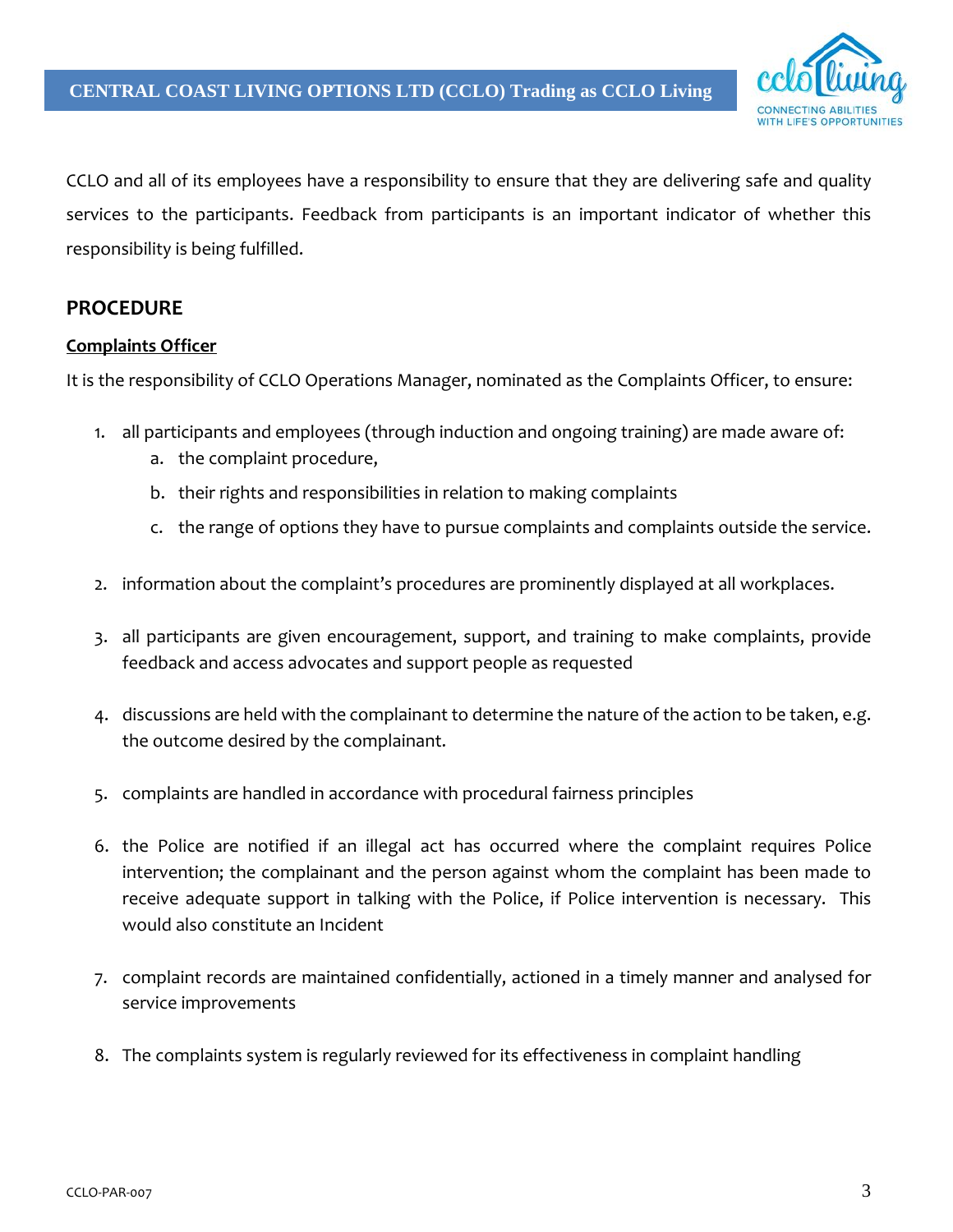CCLO and all of its employees have a responsibility to ensure that they are delivering safe and quality services to the participants. Feedback from participants is an important indicator of whether this responsibility is being fulfilled.

## PROCEDURE

### Complaints Officer

It is the responsibility of CCLO Operations Manager, nominated as the Complaints Officer, to ensure:

1. all participants and employees (through induction and ongoing training) are made aware of:
   a. the complaint procedure,
   b. their rights and responsibilities in relation to making complaints
   c. the range of options they have to pursue complaints and complaints outside the service.

2. information about the complaint's procedures are prominently displayed at all workplaces.

3. all participants are given encouragement, support, and training to make complaints, provide feedback and access advocates and support people as requested

4. discussions are held with the complainant to determine the nature of the action to be taken, e.g. the outcome desired by the complainant.

5. complaints are handled in accordance with procedural fairness principles

6. the Police are notified if an illegal act has occurred where the complaint requires Police intervention; the complainant and the person against whom the complaint has been made to receive adequate support in talking with the Police, if Police intervention is necessary. This would also constitute an Incident

7. complaint records are maintained confidentially, actioned in a timely manner and analysed for service improvements

8. The complaints system is regularly reviewed for its effectiveness in complaint handling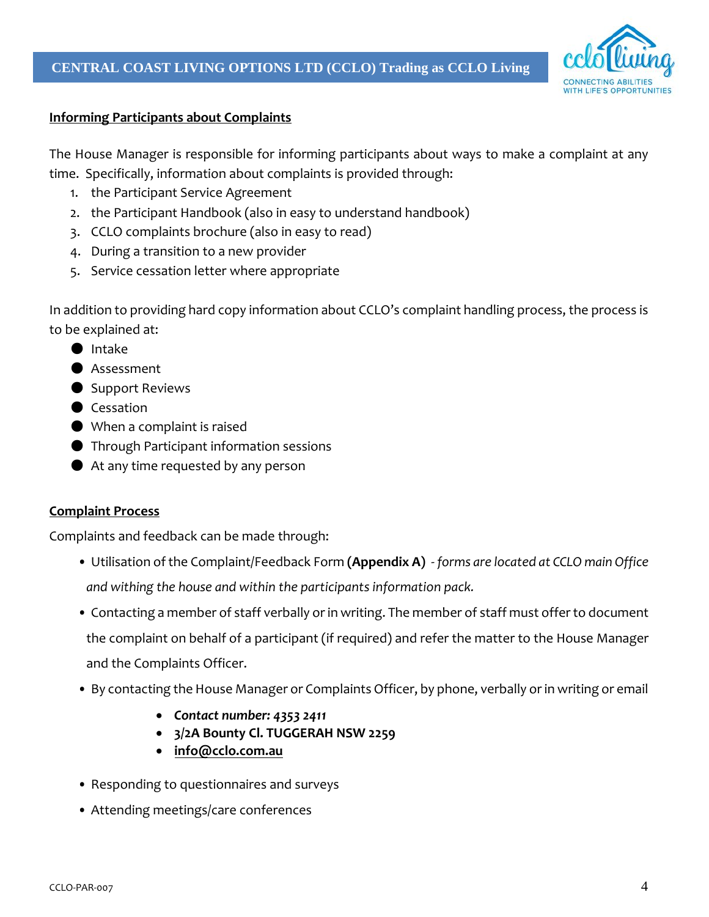**Informing Participants about Complaints**

The House Manager is responsible for informing participants about ways to make a complaint at any time. Specifically, information about complaints is provided through:

1. the Participant Service Agreement
2. the Participant Handbook (also in easy to understand handbook)
3. CCLO complaints brochure (also in easy to read)
4. During a transition to a new provider
5. Service cessation letter where appropriate

In addition to providing hard copy information about CCLO's complaint handling process, the process is to be explained at:

- Intake
- Assessment
- Support Reviews
- Cessation
- When a complaint is raised
- Through Participant information sessions
- At any time requested by any person

**Complaint Process**

Complaints and feedback can be made through:

- Utilisation of the Complaint/Feedback Form **(Appendix A)** *- forms are located at CCLO main Office and withing the house and within the participants information pack.*
- Contacting a member of staff verbally or in writing. The member of staff must offer to document the complaint on behalf of a participant (if required) and refer the matter to the House Manager and the Complaints Officer.
- By contacting the House Manager or Complaints Officer, by phone, verbally or in writing or email
  - ***Contact number: 4353 2411***
  - **3/2A Bounty Cl. TUGGERAH NSW 2259**
  - **info@cclo.com.au**
- Responding to questionnaires and surveys
- Attending meetings/care conferences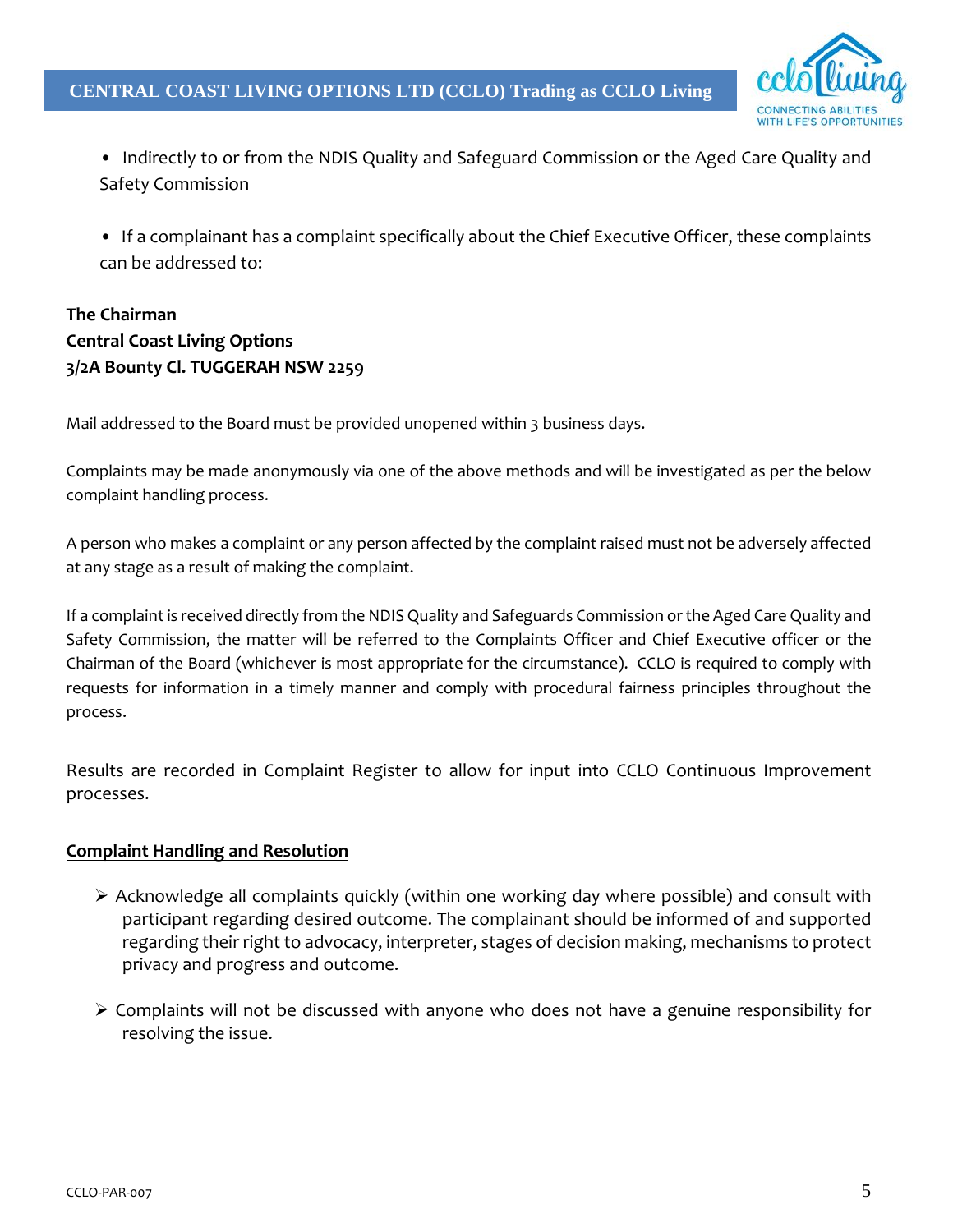- Indirectly to or from the NDIS Quality and Safeguard Commission or the Aged Care Quality and Safety Commission

- If a complainant has a complaint specifically about the Chief Executive Officer, these complaints can be addressed to:

**The Chairman**
**Central Coast Living Options**
**3/2A Bounty Cl. TUGGERAH NSW 2259**

Mail addressed to the Board must be provided unopened within 3 business days.

Complaints may be made anonymously via one of the above methods and will be investigated as per the below complaint handling process.

A person who makes a complaint or any person affected by the complaint raised must not be adversely affected at any stage as a result of making the complaint.

If a complaint is received directly from the NDIS Quality and Safeguards Commission or the Aged Care Quality and Safety Commission, the matter will be referred to the Complaints Officer and Chief Executive officer or the Chairman of the Board (whichever is most appropriate for the circumstance). CCLO is required to comply with requests for information in a timely manner and comply with procedural fairness principles throughout the process.

Results are recorded in Complaint Register to allow for input into CCLO Continuous Improvement processes.

**<u>Complaint Handling and Resolution</u>**

- Acknowledge all complaints quickly (within one working day where possible) and consult with participant regarding desired outcome. The complainant should be informed of and supported regarding their right to advocacy, interpreter, stages of decision making, mechanisms to protect privacy and progress and outcome.

- Complaints will not be discussed with anyone who does not have a genuine responsibility for resolving the issue.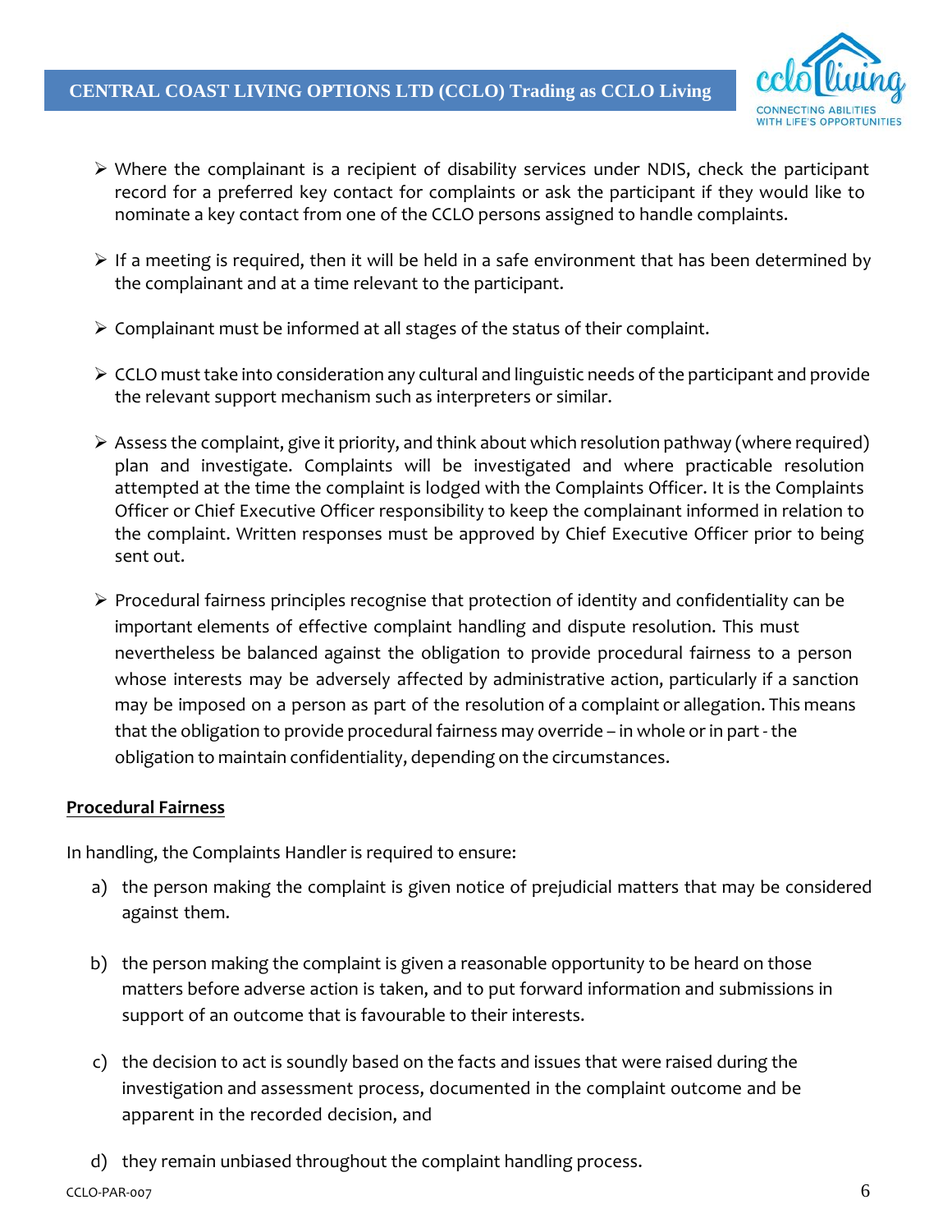- Where the complainant is a recipient of disability services under NDIS, check the participant record for a preferred key contact for complaints or ask the participant if they would like to nominate a key contact from one of the CCLO persons assigned to handle complaints.

- If a meeting is required, then it will be held in a safe environment that has been determined by the complainant and at a time relevant to the participant.

- Complainant must be informed at all stages of the status of their complaint.

- CCLO must take into consideration any cultural and linguistic needs of the participant and provide the relevant support mechanism such as interpreters or similar.

- Assess the complaint, give it priority, and think about which resolution pathway (where required) plan and investigate. Complaints will be investigated and where practicable resolution attempted at the time the complaint is lodged with the Complaints Officer. It is the Complaints Officer or Chief Executive Officer responsibility to keep the complainant informed in relation to the complaint. Written responses must be approved by Chief Executive Officer prior to being sent out.

- Procedural fairness principles recognise that protection of identity and confidentiality can be important elements of effective complaint handling and dispute resolution. This must nevertheless be balanced against the obligation to provide procedural fairness to a person whose interests may be adversely affected by administrative action, particularly if a sanction may be imposed on a person as part of the resolution of a complaint or allegation. This means that the obligation to provide procedural fairness may override – in whole or in part - the obligation to maintain confidentiality, depending on the circumstances.

**Procedural Fairness**

In handling, the Complaints Handler is required to ensure:

a) the person making the complaint is given notice of prejudicial matters that may be considered against them.

b) the person making the complaint is given a reasonable opportunity to be heard on those matters before adverse action is taken, and to put forward information and submissions in support of an outcome that is favourable to their interests.

c) the decision to act is soundly based on the facts and issues that were raised during the investigation and assessment process, documented in the complaint outcome and be apparent in the recorded decision, and

d) they remain unbiased throughout the complaint handling process.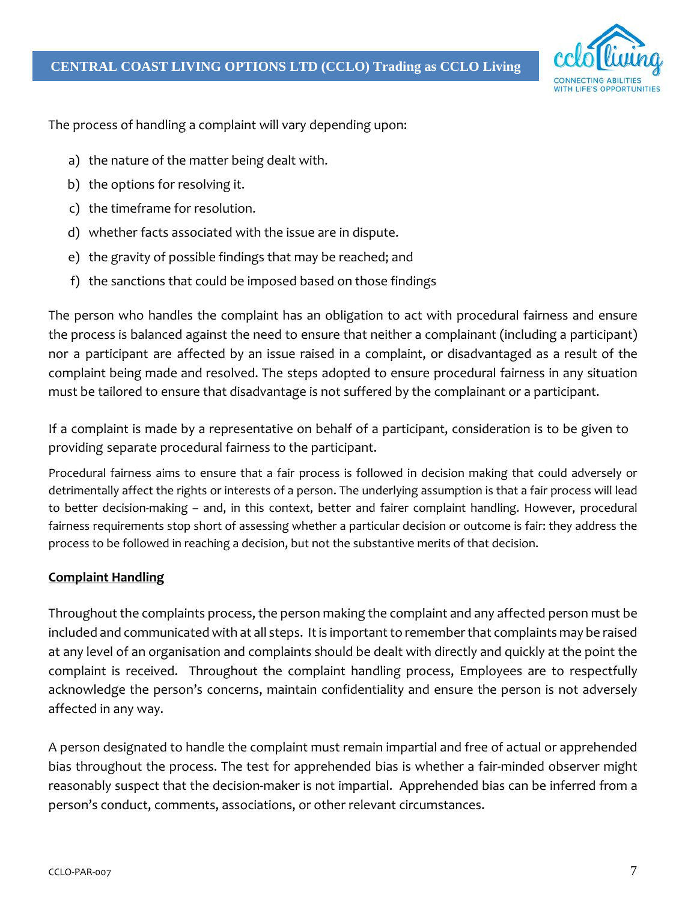The process of handling a complaint will vary depending upon:

a) the nature of the matter being dealt with.
b) the options for resolving it.
c) the timeframe for resolution.
d) whether facts associated with the issue are in dispute.
e) the gravity of possible findings that may be reached; and
f) the sanctions that could be imposed based on those findings

The person who handles the complaint has an obligation to act with procedural fairness and ensure the process is balanced against the need to ensure that neither a complainant (including a participant) nor a participant are affected by an issue raised in a complaint, or disadvantaged as a result of the complaint being made and resolved. The steps adopted to ensure procedural fairness in any situation must be tailored to ensure that disadvantage is not suffered by the complainant or a participant.

If a complaint is made by a representative on behalf of a participant, consideration is to be given to providing separate procedural fairness to the participant.

Procedural fairness aims to ensure that a fair process is followed in decision making that could adversely or detrimentally affect the rights or interests of a person. The underlying assumption is that a fair process will lead to better decision-making – and, in this context, better and fairer complaint handling. However, procedural fairness requirements stop short of assessing whether a particular decision or outcome is fair: they address the process to be followed in reaching a decision, but not the substantive merits of that decision.

**Complaint Handling**

Throughout the complaints process, the person making the complaint and any affected person must be included and communicated with at all steps. It is important to remember that complaints may be raised at any level of an organisation and complaints should be dealt with directly and quickly at the point the complaint is received. Throughout the complaint handling process, Employees are to respectfully acknowledge the person's concerns, maintain confidentiality and ensure the person is not adversely affected in any way.

A person designated to handle the complaint must remain impartial and free of actual or apprehended bias throughout the process. The test for apprehended bias is whether a fair-minded observer might reasonably suspect that the decision-maker is not impartial. Apprehended bias can be inferred from a person's conduct, comments, associations, or other relevant circumstances.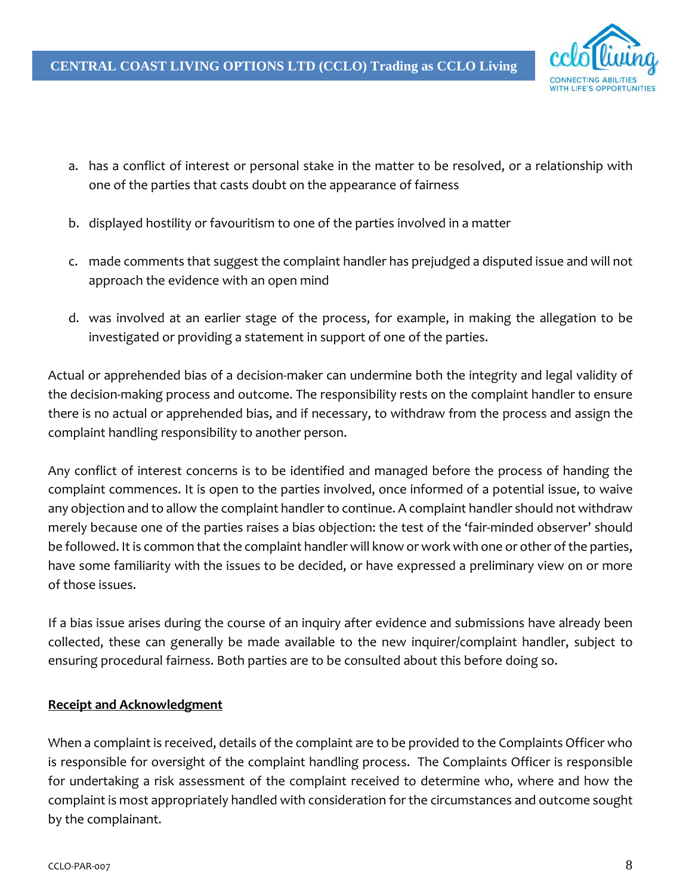a. has a conflict of interest or personal stake in the matter to be resolved, or a relationship with one of the parties that casts doubt on the appearance of fairness

b. displayed hostility or favouritism to one of the parties involved in a matter

c. made comments that suggest the complaint handler has prejudged a disputed issue and will not approach the evidence with an open mind

d. was involved at an earlier stage of the process, for example, in making the allegation to be investigated or providing a statement in support of one of the parties.

Actual or apprehended bias of a decision-maker can undermine both the integrity and legal validity of the decision-making process and outcome. The responsibility rests on the complaint handler to ensure there is no actual or apprehended bias, and if necessary, to withdraw from the process and assign the complaint handling responsibility to another person.

Any conflict of interest concerns is to be identified and managed before the process of handing the complaint commences. It is open to the parties involved, once informed of a potential issue, to waive any objection and to allow the complaint handler to continue. A complaint handler should not withdraw merely because one of the parties raises a bias objection: the test of the 'fair-minded observer' should be followed. It is common that the complaint handler will know or work with one or other of the parties, have some familiarity with the issues to be decided, or have expressed a preliminary view on or more of those issues.

If a bias issue arises during the course of an inquiry after evidence and submissions have already been collected, these can generally be made available to the new inquirer/complaint handler, subject to ensuring procedural fairness. Both parties are to be consulted about this before doing so.

**Receipt and Acknowledgment**

When a complaint is received, details of the complaint are to be provided to the Complaints Officer who is responsible for oversight of the complaint handling process. The Complaints Officer is responsible for undertaking a risk assessment of the complaint received to determine who, where and how the complaint is most appropriately handled with consideration for the circumstances and outcome sought by the complainant.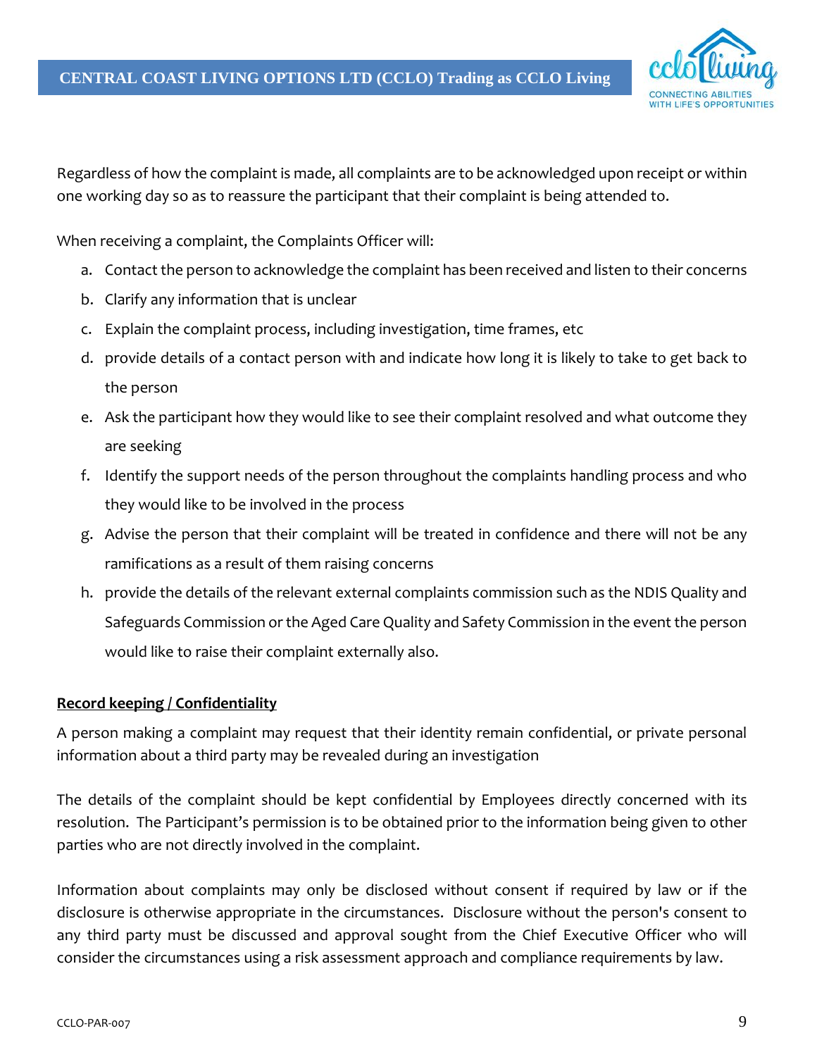Regardless of how the complaint is made, all complaints are to be acknowledged upon receipt or within one working day so as to reassure the participant that their complaint is being attended to.

When receiving a complaint, the Complaints Officer will:

a. Contact the person to acknowledge the complaint has been received and listen to their concerns
b. Clarify any information that is unclear
c. Explain the complaint process, including investigation, time frames, etc
d. provide details of a contact person with and indicate how long it is likely to take to get back to the person
e. Ask the participant how they would like to see their complaint resolved and what outcome they are seeking
f. Identify the support needs of the person throughout the complaints handling process and who they would like to be involved in the process
g. Advise the person that their complaint will be treated in confidence and there will not be any ramifications as a result of them raising concerns
h. provide the details of the relevant external complaints commission such as the NDIS Quality and Safeguards Commission or the Aged Care Quality and Safety Commission in the event the person would like to raise their complaint externally also.

**Record keeping / Confidentiality**

A person making a complaint may request that their identity remain confidential, or private personal information about a third party may be revealed during an investigation

The details of the complaint should be kept confidential by Employees directly concerned with its resolution. The Participant's permission is to be obtained prior to the information being given to other parties who are not directly involved in the complaint.

Information about complaints may only be disclosed without consent if required by law or if the disclosure is otherwise appropriate in the circumstances. Disclosure without the person's consent to any third party must be discussed and approval sought from the Chief Executive Officer who will consider the circumstances using a risk assessment approach and compliance requirements by law.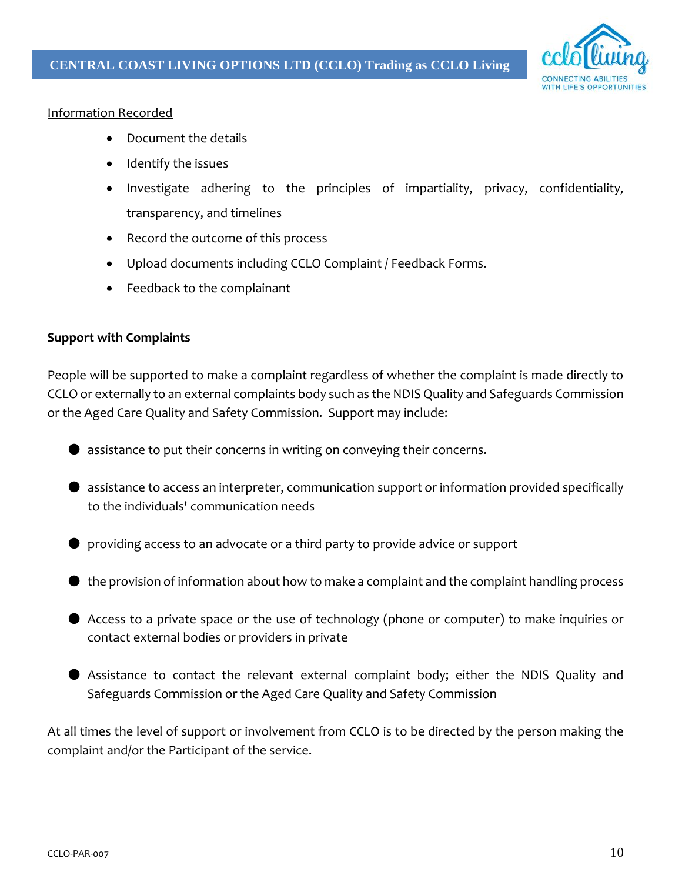Information Recorded

- Document the details
- Identify the issues
- Investigate adhering to the principles of impartiality, privacy, confidentiality, transparency, and timelines
- Record the outcome of this process
- Upload documents including CCLO Complaint / Feedback Forms.
- Feedback to the complainant

**Support with Complaints**

People will be supported to make a complaint regardless of whether the complaint is made directly to CCLO or externally to an external complaints body such as the NDIS Quality and Safeguards Commission or the Aged Care Quality and Safety Commission. Support may include:

- assistance to put their concerns in writing on conveying their concerns.
- assistance to access an interpreter, communication support or information provided specifically to the individuals' communication needs
- providing access to an advocate or a third party to provide advice or support
- the provision of information about how to make a complaint and the complaint handling process
- Access to a private space or the use of technology (phone or computer) to make inquiries or contact external bodies or providers in private
- Assistance to contact the relevant external complaint body; either the NDIS Quality and Safeguards Commission or the Aged Care Quality and Safety Commission

At all times the level of support or involvement from CCLO is to be directed by the person making the complaint and/or the Participant of the service.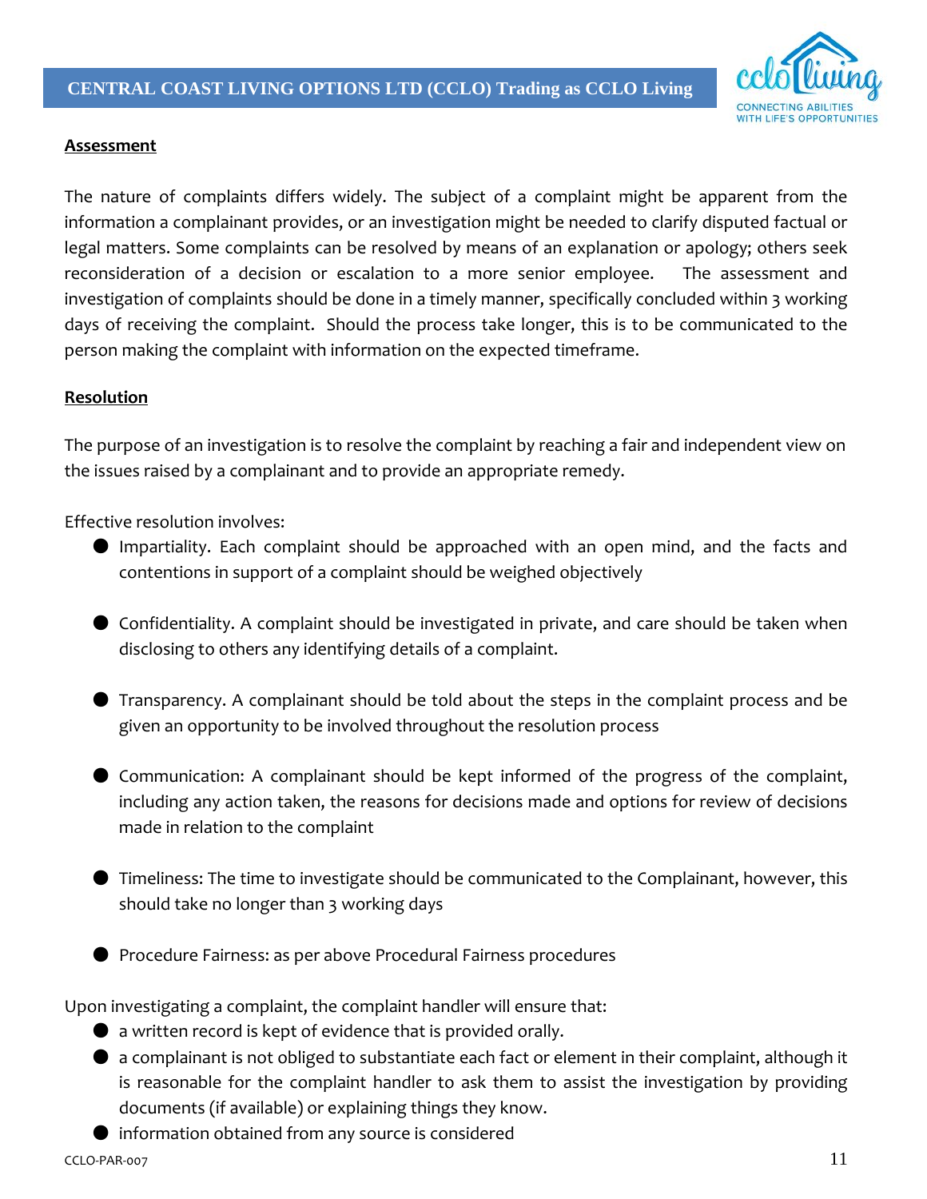**Assessment**

The nature of complaints differs widely. The subject of a complaint might be apparent from the information a complainant provides, or an investigation might be needed to clarify disputed factual or legal matters. Some complaints can be resolved by means of an explanation or apology; others seek reconsideration of a decision or escalation to a more senior employee. The assessment and investigation of complaints should be done in a timely manner, specifically concluded within 3 working days of receiving the complaint. Should the process take longer, this is to be communicated to the person making the complaint with information on the expected timeframe.

**Resolution**

The purpose of an investigation is to resolve the complaint by reaching a fair and independent view on the issues raised by a complainant and to provide an appropriate remedy.

Effective resolution involves:

- Impartiality. Each complaint should be approached with an open mind, and the facts and contentions in support of a complaint should be weighed objectively
- Confidentiality. A complaint should be investigated in private, and care should be taken when disclosing to others any identifying details of a complaint.
- Transparency. A complainant should be told about the steps in the complaint process and be given an opportunity to be involved throughout the resolution process
- Communication: A complainant should be kept informed of the progress of the complaint, including any action taken, the reasons for decisions made and options for review of decisions made in relation to the complaint
- Timeliness: The time to investigate should be communicated to the Complainant, however, this should take no longer than 3 working days
- Procedure Fairness: as per above Procedural Fairness procedures

Upon investigating a complaint, the complaint handler will ensure that:

- a written record is kept of evidence that is provided orally.
- a complainant is not obliged to substantiate each fact or element in their complaint, although it is reasonable for the complaint handler to ask them to assist the investigation by providing documents (if available) or explaining things they know.
- information obtained from any source is considered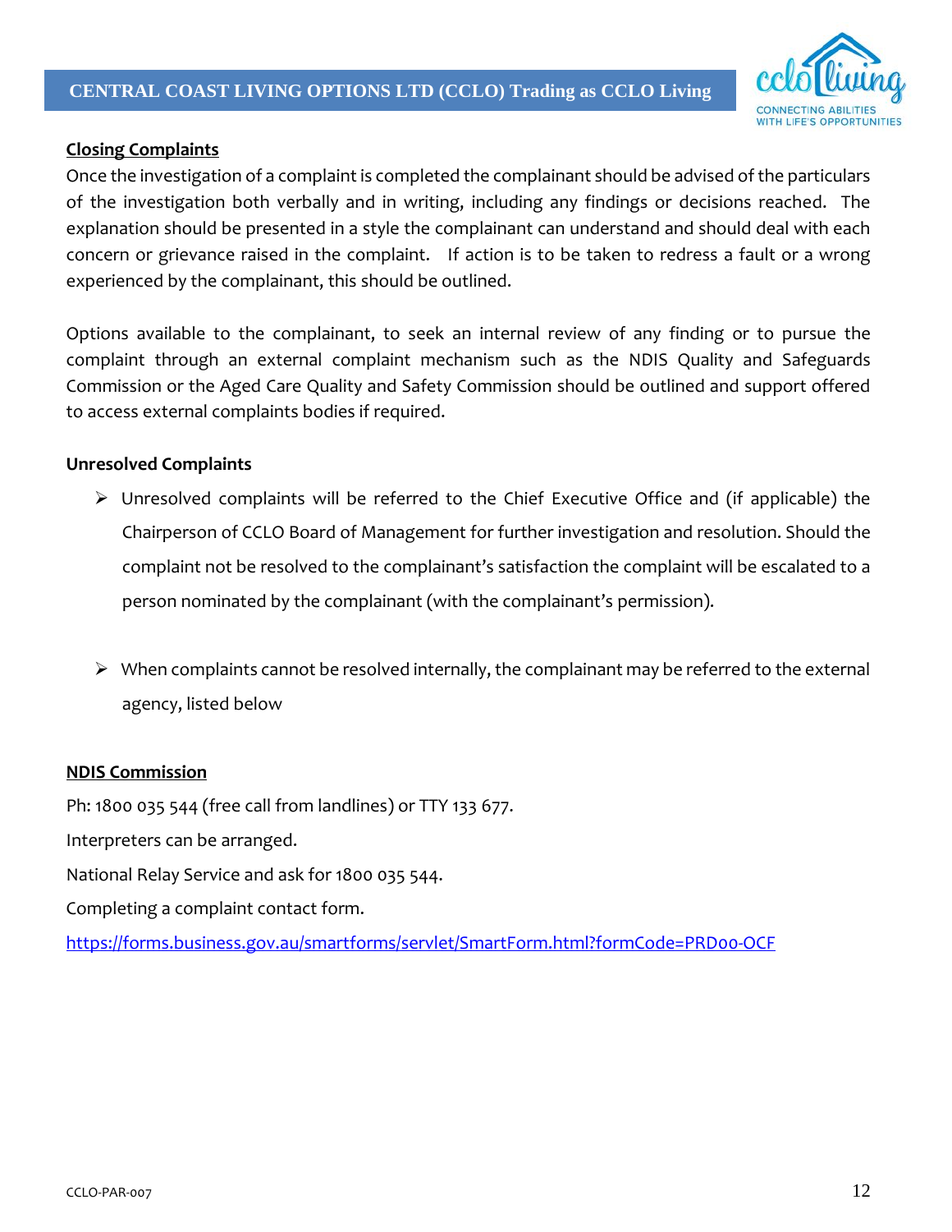## Closing Complaints

Once the investigation of a complaint is completed the complainant should be advised of the particulars of the investigation both verbally and in writing, including any findings or decisions reached. The explanation should be presented in a style the complainant can understand and should deal with each concern or grievance raised in the complaint. If action is to be taken to redress a fault or a wrong experienced by the complainant, this should be outlined.

Options available to the complainant, to seek an internal review of any finding or to pursue the complaint through an external complaint mechanism such as the NDIS Quality and Safeguards Commission or the Aged Care Quality and Safety Commission should be outlined and support offered to access external complaints bodies if required.

### Unresolved Complaints

- Unresolved complaints will be referred to the Chief Executive Office and (if applicable) the Chairperson of CCLO Board of Management for further investigation and resolution. Should the complaint not be resolved to the complainant's satisfaction the complaint will be escalated to a person nominated by the complainant (with the complainant's permission).
- When complaints cannot be resolved internally, the complainant may be referred to the external agency, listed below

## NDIS Commission

Ph: 1800 035 544 (free call from landlines) or TTY 133 677.

Interpreters can be arranged.

National Relay Service and ask for 1800 035 544.

Completing a complaint contact form.

https://forms.business.gov.au/smartforms/servlet/SmartForm.html?formCode=PRD00-OCF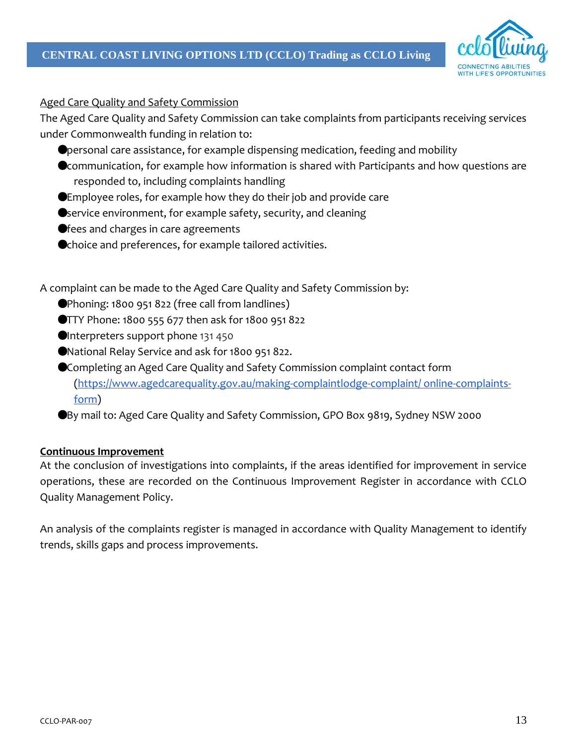Aged Care Quality and Safety Commission

The Aged Care Quality and Safety Commission can take complaints from participants receiving services under Commonwealth funding in relation to:

- personal care assistance, for example dispensing medication, feeding and mobility
- communication, for example how information is shared with Participants and how questions are responded to, including complaints handling
- Employee roles, for example how they do their job and provide care
- service environment, for example safety, security, and cleaning
- fees and charges in care agreements
- choice and preferences, for example tailored activities.

A complaint can be made to the Aged Care Quality and Safety Commission by:

- Phoning: 1800 951 822 (free call from landlines)
- TTY Phone: 1800 555 677 then ask for 1800 951 822
- Interpreters support phone 131 450
- National Relay Service and ask for 1800 951 822.
- Completing an Aged Care Quality and Safety Commission complaint contact form (https://www.agedcarequality.gov.au/making-complaintlodge-complaint/ online-complaints-form)
- By mail to: Aged Care Quality and Safety Commission, GPO Box 9819, Sydney NSW 2000

**Continuous Improvement**

At the conclusion of investigations into complaints, if the areas identified for improvement in service operations, these are recorded on the Continuous Improvement Register in accordance with CCLO Quality Management Policy.

An analysis of the complaints register is managed in accordance with Quality Management to identify trends, skills gaps and process improvements.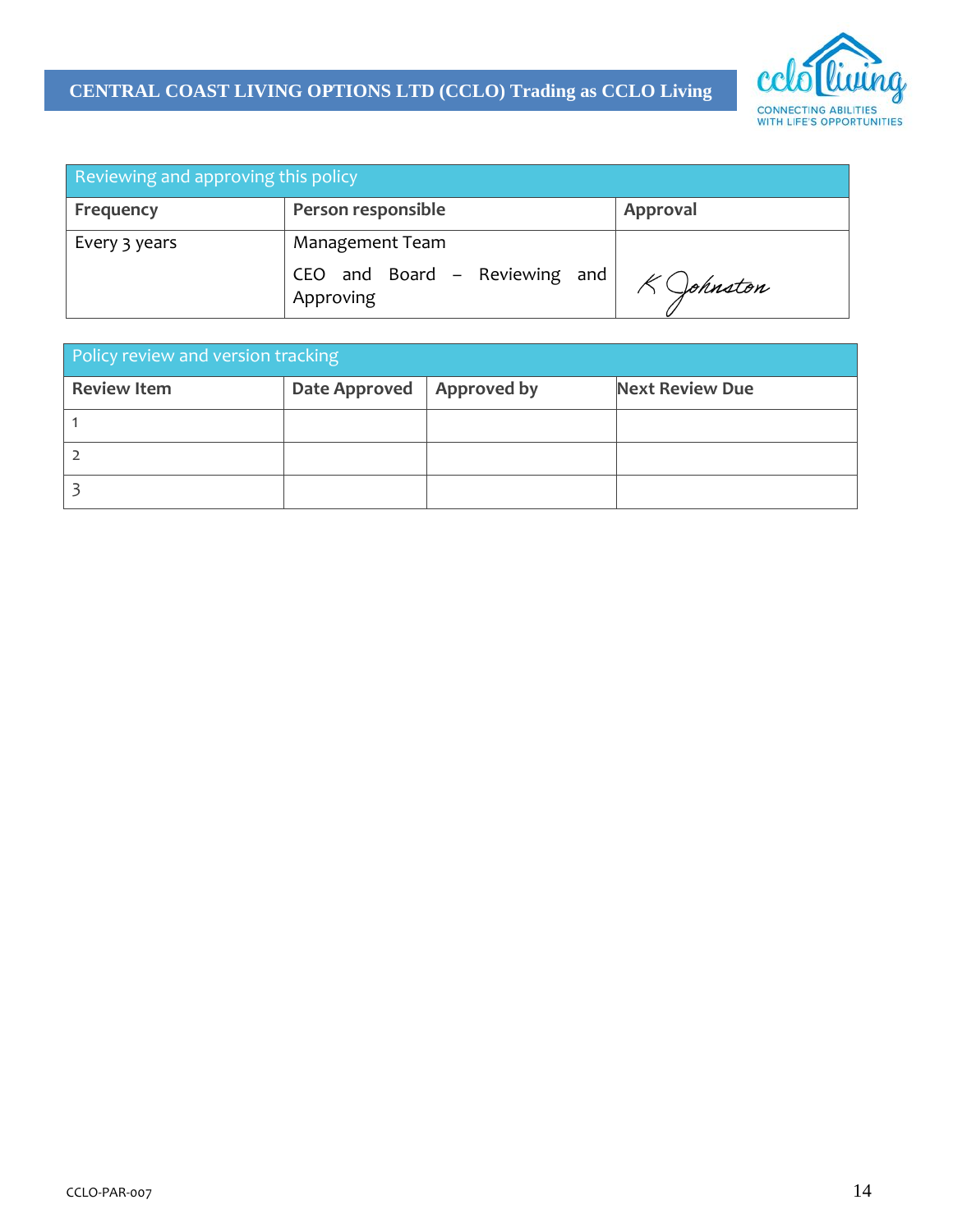| Reviewing and approving this policy | | |
|---|---|---|
| **Frequency** | **Person responsible** | **Approval** |
| Every 3 years | Management Team<br>CEO and Board – Reviewing and Approving | K Johnston |

| Policy review and version tracking | | | |
|---|---|---|---|
| **Review Item** | **Date Approved** | **Approved by** | **Next Review Due** |
| 1 | | | |
| 2 | | | |
| 3 | | | |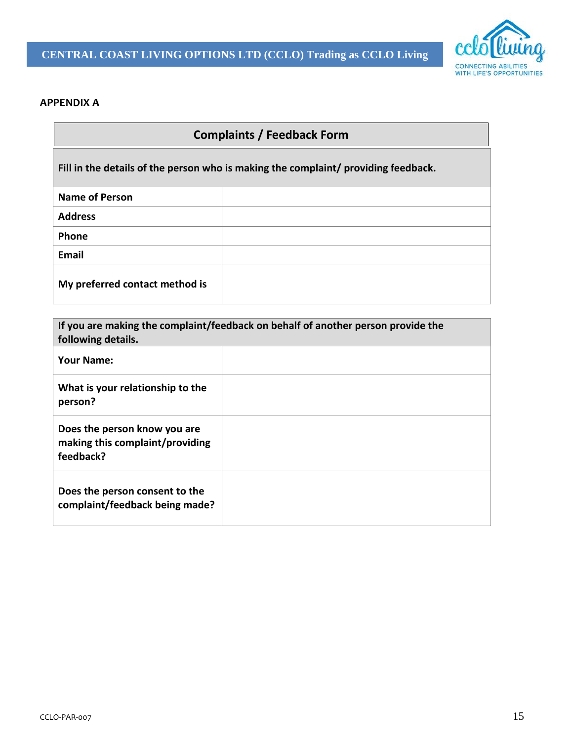**APPENDIX A**

## Complaints / Feedback Form

| Fill in the details of the person who is making the complaint/ providing feedback. | |
|---|---|
| **Name of Person** | |
| **Address** | |
| **Phone** | |
| **Email** | |
| **My preferred contact method is** | |

| If you are making the complaint/feedback on behalf of another person provide the following details. | |
|---|---|
| **Your Name:** | |
| **What is your relationship to the person?** | |
| **Does the person know you are making this complaint/providing feedback?** | |
| **Does the person consent to the complaint/feedback being made?** | |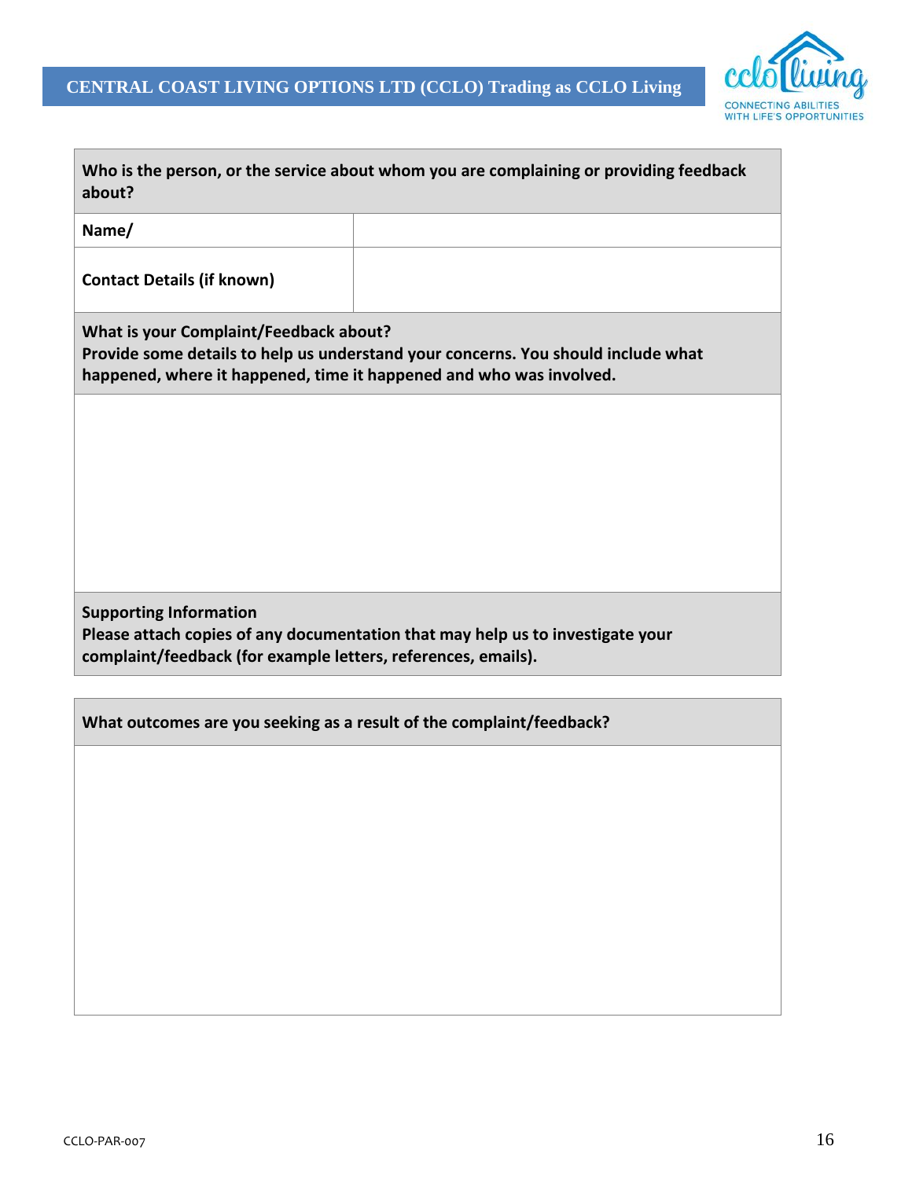| Who is the person, or the service about whom you are complaining or providing feedback about? | |
|---|---|
| **Name/** | |
| **Contact Details (if known)** | |

| **What is your Complaint/Feedback about?**<br>**Provide some details to help us understand your concerns. You should include what happened, where it happened, time it happened and who was involved.** |
|---|
| |
| **Supporting Information**<br>**Please attach copies of any documentation that may help us to investigate your complaint/feedback (for example letters, references, emails).** |

| **What outcomes are you seeking as a result of the complaint/feedback?** |
|---|
| |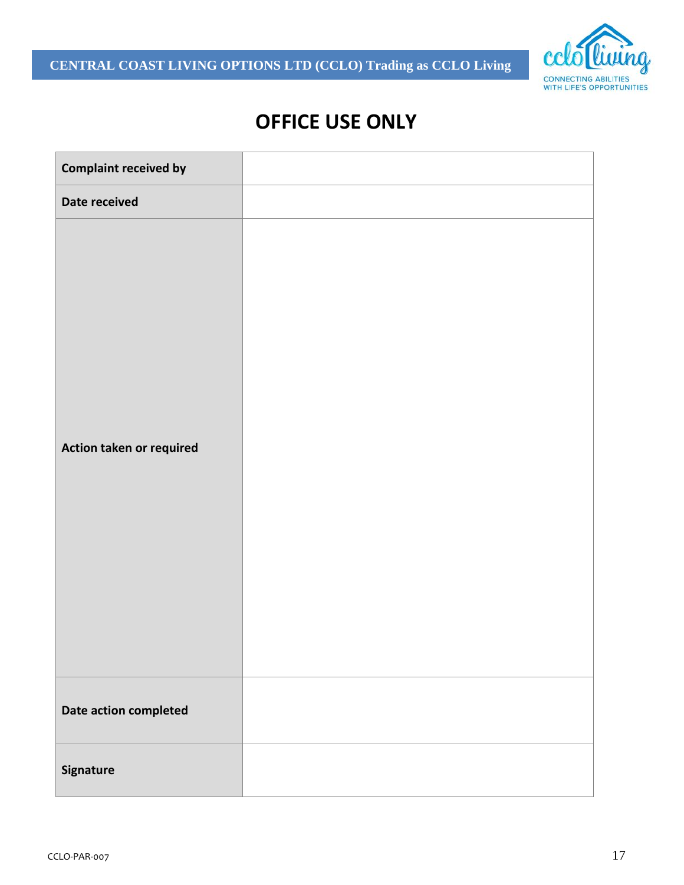# OFFICE USE ONLY

| | |
|---|---|
| **Complaint received by** | |
| **Date received** | |
| **Action taken or required** | |
| **Date action completed** | |
| **Signature** | |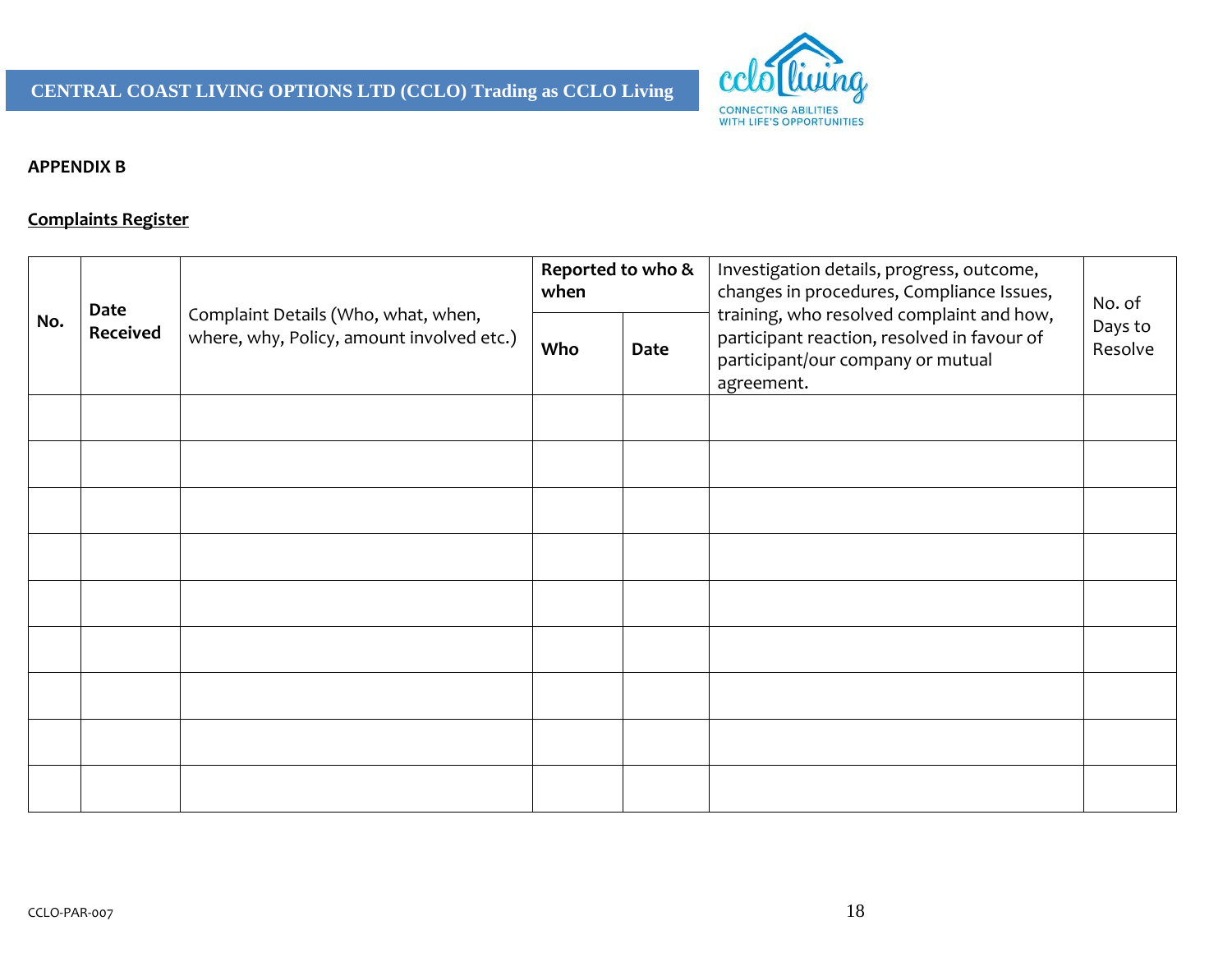**APPENDIX B**

**<u>Complaints Register</u>**

| No. | Date Received | Complaint Details (Who, what, when, where, why, Policy, amount involved etc.) | Reported to who & when | | Investigation details, progress, outcome, changes in procedures, Compliance Issues, training, who resolved complaint and how, participant reaction, resolved in favour of participant/our company or mutual agreement. | No. of Days to Resolve |
|---|---|---|---|---|---|---|
| | | | Who | Date | | |
| | | | | | | |
| | | | | | | |
| | | | | | | |
| | | | | | | |
| | | | | | | |
| | | | | | | |
| | | | | | | |
| | | | | | | |
| | | | | | | |